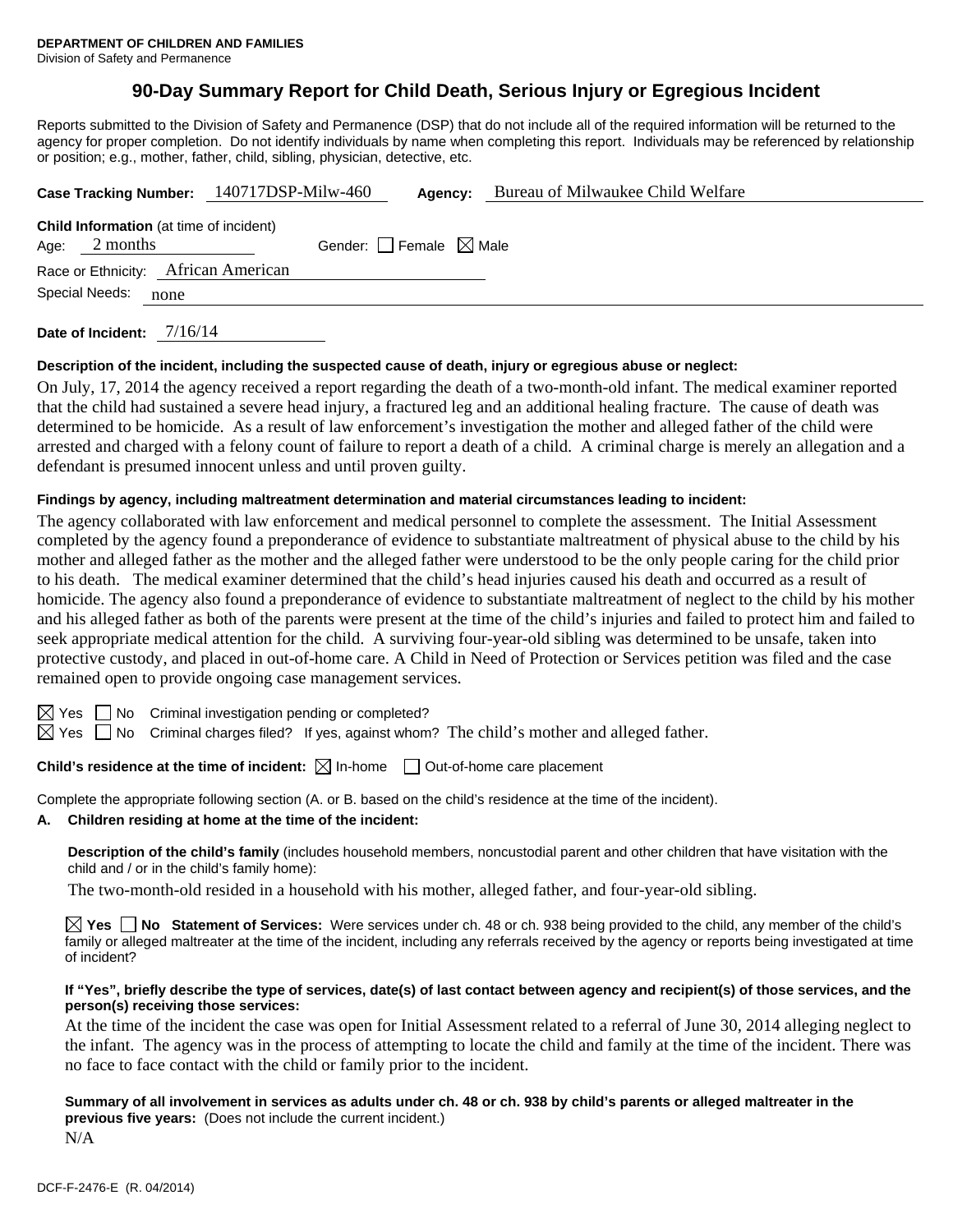**DEPARTMENT OF CHILDREN AND FAMILIES**
Division of Safety and Permanence

# 90-Day Summary Report for Child Death, Serious Injury or Egregious Incident

Reports submitted to the Division of Safety and Permanence (DSP) that do not include all of the required information will be returned to the agency for proper completion. Do not identify individuals by name when completing this report. Individuals may be referenced by relationship or position; e.g., mother, father, child, sibling, physician, detective, etc.

**Case Tracking Number:** 140717DSP-Milw-460 **Agency:** Bureau of Milwaukee Child Welfare

**Child Information** (at time of incident)
Age: 2 months Gender: ☐ Female ☒ Male
Race or Ethnicity: African American
Special Needs: none

**Date of Incident:** 7/16/14

**Description of the incident, including the suspected cause of death, injury or egregious abuse or neglect:**

On July, 17, 2014 the agency received a report regarding the death of a two-month-old infant. The medical examiner reported that the child had sustained a severe head injury, a fractured leg and an additional healing fracture. The cause of death was determined to be homicide. As a result of law enforcement's investigation the mother and alleged father of the child were arrested and charged with a felony count of failure to report a death of a child. A criminal charge is merely an allegation and a defendant is presumed innocent unless and until proven guilty.

**Findings by agency, including maltreatment determination and material circumstances leading to incident:**

The agency collaborated with law enforcement and medical personnel to complete the assessment. The Initial Assessment completed by the agency found a preponderance of evidence to substantiate maltreatment of physical abuse to the child by his mother and alleged father as the mother and the alleged father were understood to be the only people caring for the child prior to his death. The medical examiner determined that the child's head injuries caused his death and occurred as a result of homicide. The agency also found a preponderance of evidence to substantiate maltreatment of neglect to the child by his mother and his alleged father as both of the parents were present at the time of the child's injuries and failed to protect him and failed to seek appropriate medical attention for the child. A surviving four-year-old sibling was determined to be unsafe, taken into protective custody, and placed in out-of-home care. A Child in Need of Protection or Services petition was filed and the case remained open to provide ongoing case management services.

☒ Yes ☐ No Criminal investigation pending or completed?
☒ Yes ☐ No Criminal charges filed? If yes, against whom? The child's mother and alleged father.

**Child's residence at the time of incident:** ☒ In-home ☐ Out-of-home care placement

Complete the appropriate following section (A. or B. based on the child's residence at the time of the incident).

**A. Children residing at home at the time of the incident:**

**Description of the child's family** (includes household members, noncustodial parent and other children that have visitation with the child and / or in the child's family home):

The two-month-old resided in a household with his mother, alleged father, and four-year-old sibling.

☒ **Yes** ☐ **No Statement of Services:** Were services under ch. 48 or ch. 938 being provided to the child, any member of the child's family or alleged maltreater at the time of the incident, including any referrals received by the agency or reports being investigated at time of incident?

**If "Yes", briefly describe the type of services, date(s) of last contact between agency and recipient(s) of those services, and the person(s) receiving those services:**

At the time of the incident the case was open for Initial Assessment related to a referral of June 30, 2014 alleging neglect to the infant. The agency was in the process of attempting to locate the child and family at the time of the incident. There was no face to face contact with the child or family prior to the incident.

**Summary of all involvement in services as adults under ch. 48 or ch. 938 by child's parents or alleged maltreater in the previous five years:** (Does not include the current incident.)

N/A

DCF-F-2476-E (R. 04/2014)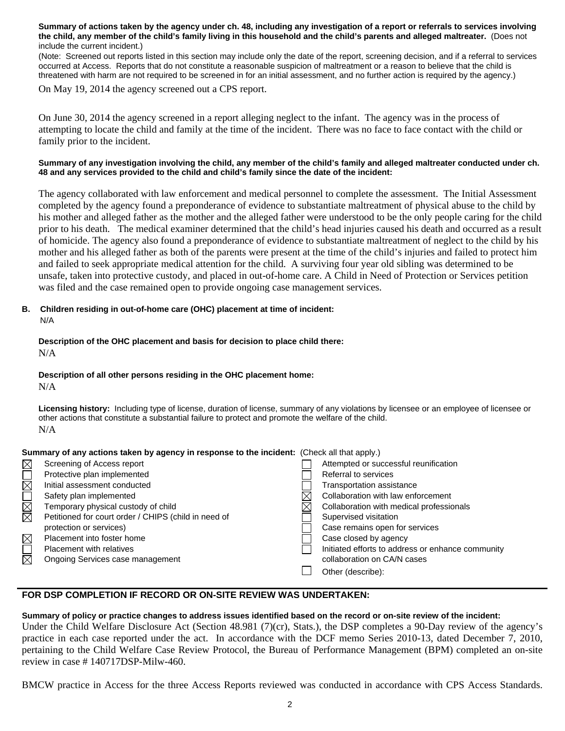**Summary of actions taken by the agency under ch. 48, including any investigation of a report or referrals to services involving the child, any member of the child's family living in this household and the child's parents and alleged maltreater.** (Does not include the current incident.)

(Note: Screened out reports listed in this section may include only the date of the report, screening decision, and if a referral to services occurred at Access. Reports that do not constitute a reasonable suspicion of maltreatment or a reason to believe that the child is threatened with harm are not required to be screened in for an initial assessment, and no further action is required by the agency.)

On May 19, 2014 the agency screened out a CPS report.

On June 30, 2014 the agency screened in a report alleging neglect to the infant. The agency was in the process of attempting to locate the child and family at the time of the incident. There was no face to face contact with the child or family prior to the incident.

**Summary of any investigation involving the child, any member of the child's family and alleged maltreater conducted under ch. 48 and any services provided to the child and child's family since the date of the incident:**

The agency collaborated with law enforcement and medical personnel to complete the assessment. The Initial Assessment completed by the agency found a preponderance of evidence to substantiate maltreatment of physical abuse to the child by his mother and alleged father as the mother and the alleged father were understood to be the only people caring for the child prior to his death. The medical examiner determined that the child's head injuries caused his death and occurred as a result of homicide. The agency also found a preponderance of evidence to substantiate maltreatment of neglect to the child by his mother and his alleged father as both of the parents were present at the time of the child's injuries and failed to protect him and failed to seek appropriate medical attention for the child. A surviving four year old sibling was determined to be unsafe, taken into protective custody, and placed in out-of-home care. A Child in Need of Protection or Services petition was filed and the case remained open to provide ongoing case management services.

**B. Children residing in out-of-home care (OHC) placement at time of incident:**

N/A

**Description of the OHC placement and basis for decision to place child there:**

N/A

**Description of all other persons residing in the OHC placement home:**

N/A

**Licensing history:** Including type of license, duration of license, summary of any violations by licensee or an employee of licensee or other actions that constitute a substantial failure to protect and promote the welfare of the child.

N/A

**Summary of any actions taken by agency in response to the incident:** (Check all that apply.)

- ☒ Screening of Access report
- ☐ Protective plan implemented
- ☒ Initial assessment conducted
- ☐ Safety plan implemented
- ☒ Temporary physical custody of child
- ☒ Petitioned for court order / CHIPS (child in need of protection or services)
- ☒ Placement into foster home
- ☐ Placement with relatives
- ☒ Ongoing Services case management
- ☐ Attempted or successful reunification
- ☐ Referral to services
- ☐ Transportation assistance
- ☒ Collaboration with law enforcement
- ☒ Collaboration with medical professionals
- ☐ Supervised visitation
- ☐ Case remains open for services
- ☐ Case closed by agency
- ☐ Initiated efforts to address or enhance community collaboration on CA/N cases
- ☐ Other (describe):

## FOR DSP COMPLETION IF RECORD OR ON-SITE REVIEW WAS UNDERTAKEN:

**Summary of policy or practice changes to address issues identified based on the record or on-site review of the incident:**

Under the Child Welfare Disclosure Act (Section 48.981 (7)(cr), Stats.), the DSP completes a 90-Day review of the agency's practice in each case reported under the act. In accordance with the DCF memo Series 2010-13, dated December 7, 2010, pertaining to the Child Welfare Case Review Protocol, the Bureau of Performance Management (BPM) completed an on-site review in case # 140717DSP-Milw-460.

BMCW practice in Access for the three Access Reports reviewed was conducted in accordance with CPS Access Standards.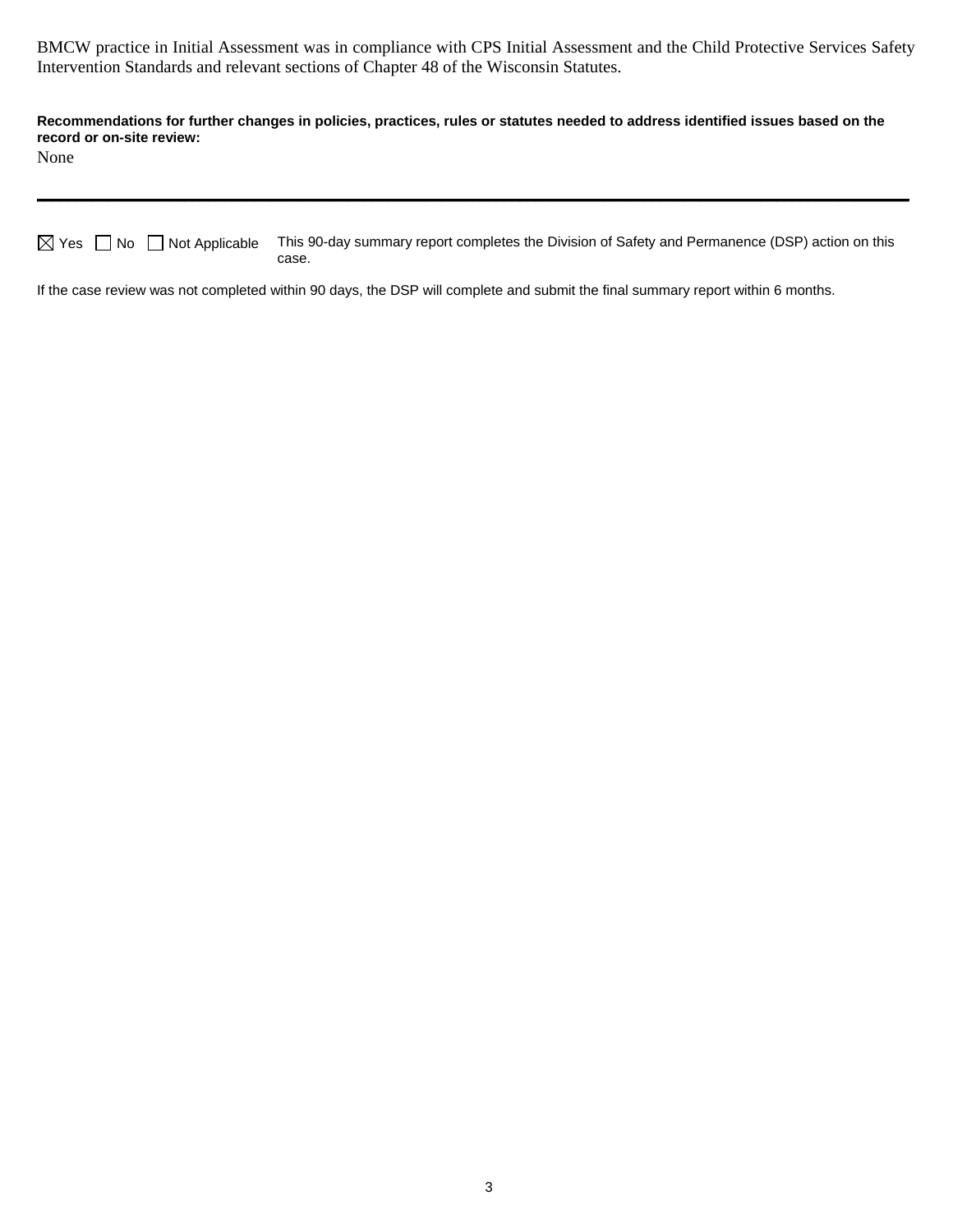BMCW practice in Initial Assessment was in compliance with CPS Initial Assessment and the Child Protective Services Safety Intervention Standards and relevant sections of Chapter 48 of the Wisconsin Statutes.

**Recommendations for further changes in policies, practices, rules or statutes needed to address identified issues based on the record or on-site review:**

None

---

☒ Yes ☐ No ☐ Not Applicable This 90-day summary report completes the Division of Safety and Permanence (DSP) action on this case.

If the case review was not completed within 90 days, the DSP will complete and submit the final summary report within 6 months.